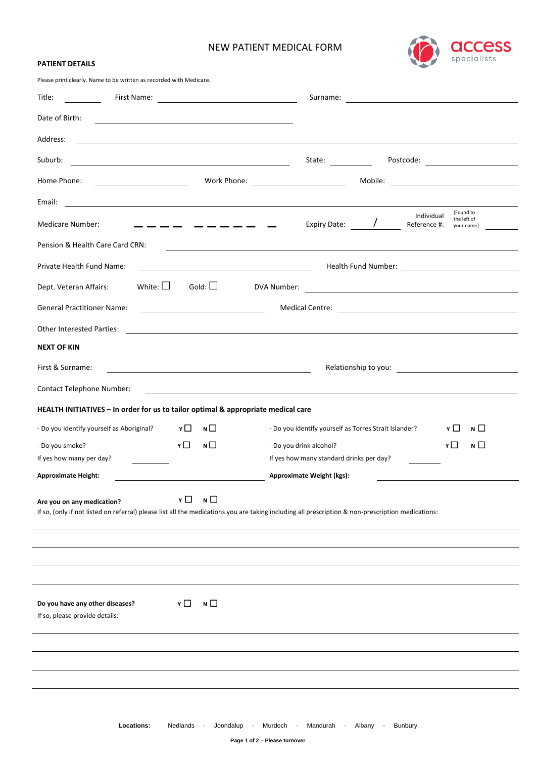# NEW PATIENT MEDICAL FORM

access specialists

**PATIENT DETAILS**

Please print clearly. Name to be written as recorded with Medicare.

Title: ________ First Name: ______________________ Surname: ______________________

Date of Birth: ______________________

Address: ______________________________________________

Suburb: ______________________ State: ________ Postcode: ________

Home Phone: ____________ Work Phone: ____________ Mobile: ____________

Email: ______________________________________________

Medicare Number: _ _ _ _ &nbsp; _ _ _ _ _ &nbsp; _ &nbsp;&nbsp; Expiry Date: ____ / ____ &nbsp;&nbsp; Individual Reference #: (Found to the left of your name) ______

Pension & Health Care Card CRN: ______________________

Private Health Fund Name: ______________________ Health Fund Number: ______________________

Dept. Veteran Affairs: White: ☐ Gold: ☐ DVA Number: ______________________

General Practitioner Name: ______________________ Medical Centre: ______________________

Other Interested Parties: ______________________________________________

**NEXT OF KIN**

First & Surname: ______________________ Relationship to you: ______________________

Contact Telephone Number: ______________________

**HEALTH INITIATIVES – In order for us to tailor optimal & appropriate medical care**

- Do you identify yourself as Aboriginal? Y ☐ N ☐
- Do you identify yourself as Torres Strait Islander? Y ☐ N ☐
- Do you smoke? Y ☐ N ☐

If yes how many per day? ________

- Do you drink alcohol? Y ☐ N ☐

If yes how many standard drinks per day? ________

**Approximate Height:** ______________ **Approximate Weight (kgs):** ______________

**Are you on any medication?** Y ☐ N ☐

If so, (only if not listed on referral) please list all the medications you are taking including all prescription & non-prescription medications:

______________________________________________

______________________________________________

______________________________________________

______________________________________________

**Do you have any other diseases?** Y ☐ N ☐

If so, please provide details:

______________________________________________

______________________________________________

______________________________________________

______________________________________________

**Locations:** Nedlands - Joondalup - Murdoch - Mandurah - Albany - Bunbury

**Page 1 of 2 – Please turnover**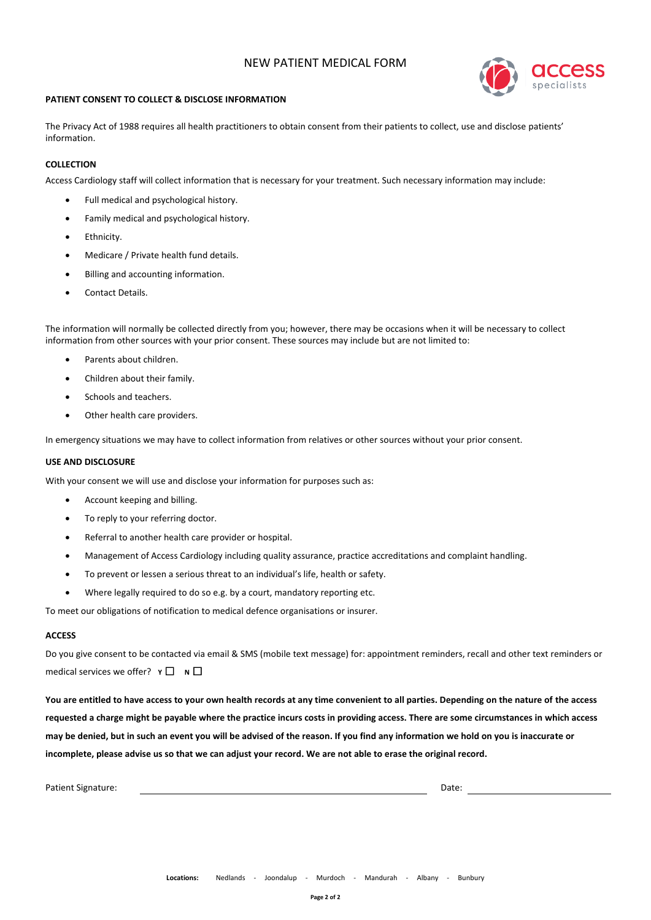# NEW PATIENT MEDICAL FORM

access specialists

**PATIENT CONSENT TO COLLECT & DISCLOSE INFORMATION**

The Privacy Act of 1988 requires all health practitioners to obtain consent from their patients to collect, use and disclose patients' information.

**COLLECTION**

Access Cardiology staff will collect information that is necessary for your treatment. Such necessary information may include:

- Full medical and psychological history.
- Family medical and psychological history.
- Ethnicity.
- Medicare / Private health fund details.
- Billing and accounting information.
- Contact Details.

The information will normally be collected directly from you; however, there may be occasions when it will be necessary to collect information from other sources with your prior consent. These sources may include but are not limited to:

- Parents about children.
- Children about their family.
- Schools and teachers.
- Other health care providers.

In emergency situations we may have to collect information from relatives or other sources without your prior consent.

**USE AND DISCLOSURE**

With your consent we will use and disclose your information for purposes such as:

- Account keeping and billing.
- To reply to your referring doctor.
- Referral to another health care provider or hospital.
- Management of Access Cardiology including quality assurance, practice accreditations and complaint handling.
- To prevent or lessen a serious threat to an individual's life, health or safety.
- Where legally required to do so e.g. by a court, mandatory reporting etc.

To meet our obligations of notification to medical defence organisations or insurer.

**ACCESS**

Do you give consent to be contacted via email & SMS (mobile text message) for: appointment reminders, recall and other text reminders or medical services we offer? **Y** ☐ **N** ☐

**You are entitled to have access to your own health records at any time convenient to all parties. Depending on the nature of the access requested a charge might be payable where the practice incurs costs in providing access. There are some circumstances in which access may be denied, but in such an event you will be advised of the reason. If you find any information we hold on you is inaccurate or incomplete, please advise us so that we can adjust your record. We are not able to erase the original record.**

Patient Signature: ______________________________ Date: ______________

**Locations:** Nedlands - Joondalup - Murdoch - Mandurah - Albany - Bunbury